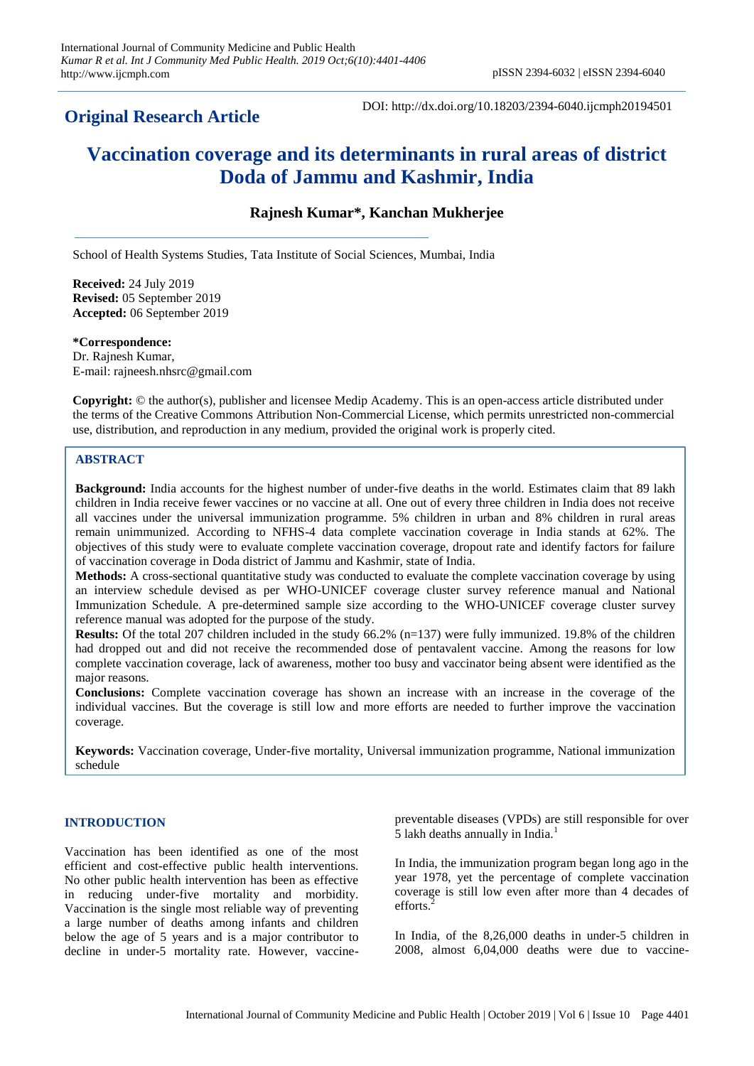**Original Research Article**

DOI: http://dx.doi.org/10.18203/2394-6040.ijcmph20194501

# Vaccination coverage and its determinants in rural areas of district Doda of Jammu and Kashmir, India

**Rajnesh Kumar*, Kanchan Mukherjee**

School of Health Systems Studies, Tata Institute of Social Sciences, Mumbai, India

**Received:** 24 July 2019
**Revised:** 05 September 2019
**Accepted:** 06 September 2019

***Correspondence:**
Dr. Rajnesh Kumar,
E-mail: rajneesh.nhsrc@gmail.com

**Copyright:** © the author(s), publisher and licensee Medip Academy. This is an open-access article distributed under the terms of the Creative Commons Attribution Non-Commercial License, which permits unrestricted non-commercial use, distribution, and reproduction in any medium, provided the original work is properly cited.

## ABSTRACT

**Background:** India accounts for the highest number of under-five deaths in the world. Estimates claim that 89 lakh children in India receive fewer vaccines or no vaccine at all. One out of every three children in India does not receive all vaccines under the universal immunization programme. 5% children in urban and 8% children in rural areas remain unimmunized. According to NFHS-4 data complete vaccination coverage in India stands at 62%. The objectives of this study were to evaluate complete vaccination coverage, dropout rate and identify factors for failure of vaccination coverage in Doda district of Jammu and Kashmir, state of India.

**Methods:** A cross-sectional quantitative study was conducted to evaluate the complete vaccination coverage by using an interview schedule devised as per WHO-UNICEF coverage cluster survey reference manual and National Immunization Schedule. A pre-determined sample size according to the WHO-UNICEF coverage cluster survey reference manual was adopted for the purpose of the study.

**Results:** Of the total 207 children included in the study 66.2% (n=137) were fully immunized. 19.8% of the children had dropped out and did not receive the recommended dose of pentavalent vaccine. Among the reasons for low complete vaccination coverage, lack of awareness, mother too busy and vaccinator being absent were identified as the major reasons.

**Conclusions:** Complete vaccination coverage has shown an increase with an increase in the coverage of the individual vaccines. But the coverage is still low and more efforts are needed to further improve the vaccination coverage.

**Keywords:** Vaccination coverage, Under-five mortality, Universal immunization programme, National immunization schedule

## INTRODUCTION

Vaccination has been identified as one of the most efficient and cost-effective public health interventions. No other public health intervention has been as effective in reducing under-five mortality and morbidity. Vaccination is the single most reliable way of preventing a large number of deaths among infants and children below the age of 5 years and is a major contributor to decline in under-5 mortality rate. However, vaccine-preventable diseases (VPDs) are still responsible for over 5 lakh deaths annually in India.[1]

In India, the immunization program began long ago in the year 1978, yet the percentage of complete vaccination coverage is still low even after more than 4 decades of efforts.[2]

In India, of the 8,26,000 deaths in under-5 children in 2008, almost 6,04,000 deaths were due to vaccine-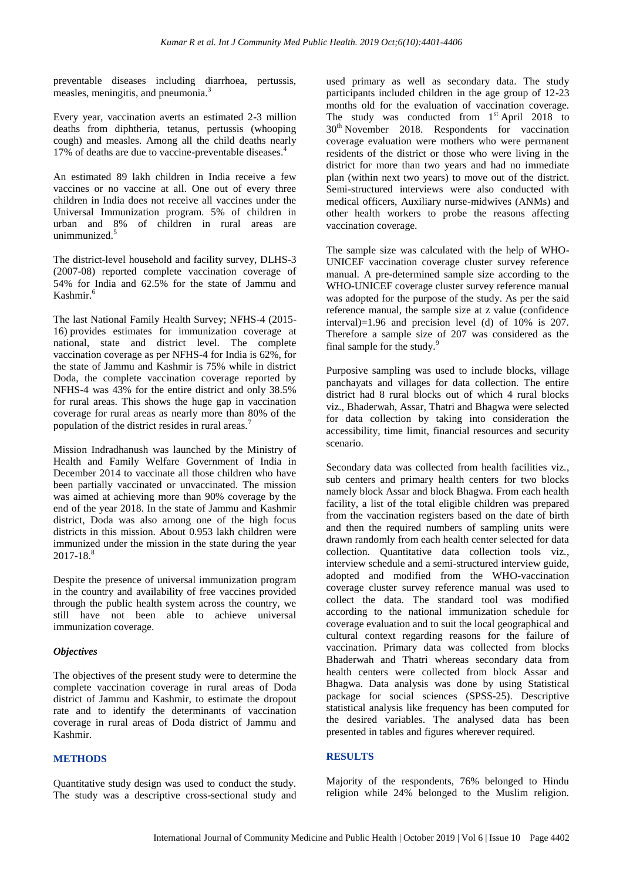preventable diseases including diarrhoea, pertussis, measles, meningitis, and pneumonia.[3]

Every year, vaccination averts an estimated 2-3 million deaths from diphtheria, tetanus, pertussis (whooping cough) and measles. Among all the child deaths nearly 17% of deaths are due to vaccine-preventable diseases.[4]

An estimated 89 lakh children in India receive a few vaccines or no vaccine at all. One out of every three children in India does not receive all vaccines under the Universal Immunization program. 5% of children in urban and 8% of children in rural areas are unimmunized.[5]

The district-level household and facility survey, DLHS-3 (2007-08) reported complete vaccination coverage of 54% for India and 62.5% for the state of Jammu and Kashmir.[6]

The last National Family Health Survey; NFHS-4 (2015-16) provides estimates for immunization coverage at national, state and district level. The complete vaccination coverage as per NFHS-4 for India is 62%, for the state of Jammu and Kashmir is 75% while in district Doda, the complete vaccination coverage reported by NFHS-4 was 43% for the entire district and only 38.5% for rural areas. This shows the huge gap in vaccination coverage for rural areas as nearly more than 80% of the population of the district resides in rural areas.[7]

Mission Indradhanush was launched by the Ministry of Health and Family Welfare Government of India in December 2014 to vaccinate all those children who have been partially vaccinated or unvaccinated. The mission was aimed at achieving more than 90% coverage by the end of the year 2018. In the state of Jammu and Kashmir district, Doda was also among one of the high focus districts in this mission. About 0.953 lakh children were immunized under the mission in the state during the year 2017-18.[8]

Despite the presence of universal immunization program in the country and availability of free vaccines provided through the public health system across the country, we still have not been able to achieve universal immunization coverage.

### *Objectives*

The objectives of the present study were to determine the complete vaccination coverage in rural areas of Doda district of Jammu and Kashmir, to estimate the dropout rate and to identify the determinants of vaccination coverage in rural areas of Doda district of Jammu and Kashmir.

## METHODS

Quantitative study design was used to conduct the study. The study was a descriptive cross-sectional study and used primary as well as secondary data. The study participants included children in the age group of 12-23 months old for the evaluation of vaccination coverage. The study was conducted from 1st April 2018 to 30th November 2018. Respondents for vaccination coverage evaluation were mothers who were permanent residents of the district or those who were living in the district for more than two years and had no immediate plan (within next two years) to move out of the district. Semi-structured interviews were also conducted with medical officers, Auxiliary nurse-midwives (ANMs) and other health workers to probe the reasons affecting vaccination coverage.

The sample size was calculated with the help of WHO-UNICEF vaccination coverage cluster survey reference manual. A pre-determined sample size according to the WHO-UNICEF coverage cluster survey reference manual was adopted for the purpose of the study. As per the said reference manual, the sample size at z value (confidence interval)=1.96 and precision level (d) of 10% is 207. Therefore a sample size of 207 was considered as the final sample for the study.[9]

Purposive sampling was used to include blocks, village panchayats and villages for data collection. The entire district had 8 rural blocks out of which 4 rural blocks viz., Bhaderwah, Assar, Thatri and Bhagwa were selected for data collection by taking into consideration the accessibility, time limit, financial resources and security scenario.

Secondary data was collected from health facilities viz., sub centers and primary health centers for two blocks namely block Assar and block Bhagwa. From each health facility, a list of the total eligible children was prepared from the vaccination registers based on the date of birth and then the required numbers of sampling units were drawn randomly from each health center selected for data collection. Quantitative data collection tools viz., interview schedule and a semi-structured interview guide, adopted and modified from the WHO-vaccination coverage cluster survey reference manual was used to collect the data. The standard tool was modified according to the national immunization schedule for coverage evaluation and to suit the local geographical and cultural context regarding reasons for the failure of vaccination. Primary data was collected from blocks Bhaderwah and Thatri whereas secondary data from health centers were collected from block Assar and Bhagwa. Data analysis was done by using Statistical package for social sciences (SPSS-25). Descriptive statistical analysis like frequency has been computed for the desired variables. The analysed data has been presented in tables and figures wherever required.

## RESULTS

Majority of the respondents, 76% belonged to Hindu religion while 24% belonged to the Muslim religion.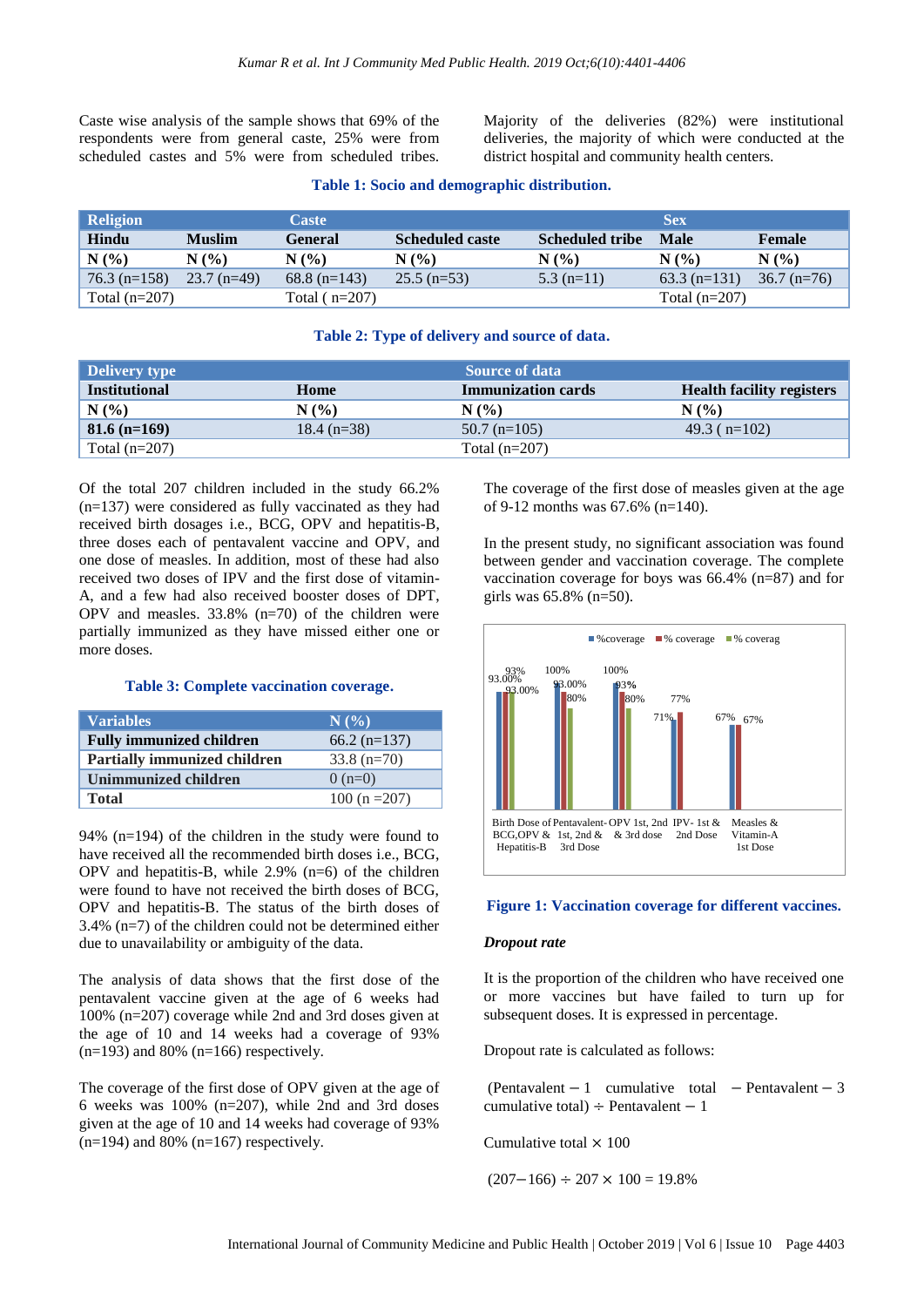Caste wise analysis of the sample shows that 69% of the respondents were from general caste, 25% were from scheduled castes and 5% were from scheduled tribes.

Majority of the deliveries (82%) were institutional deliveries, the majority of which were conducted at the district hospital and community health centers.

**Table 1: Socio and demographic distribution.**

| Religion | | Caste | | | Sex | |
|---|---|---|---|---|---|---|
| Hindu | Muslim | General | Scheduled caste | Scheduled tribe | Male | Female |
| N (%) | N (%) | N (%) | N (%) | N (%) | N (%) | N (%) |
| 76.3 (n=158) | 23.7 (n=49) | 68.8 (n=143) | 25.5 (n=53) | 5.3 (n=11) | 63.3 (n=131) | 36.7 (n=76) |
| Total (n=207) | | Total ( n=207) | | | Total (n=207) | |

**Table 2: Type of delivery and source of data.**

| Delivery type | | Source of data | |
|---|---|---|---|
| Institutional | Home | Immunization cards | Health facility registers |
| N (%) | N (%) | N (%) | N (%) |
| **81.6 (n=169)** | 18.4 (n=38) | 50.7 (n=105) | 49.3 ( n=102) |
| Total (n=207) | | Total (n=207) | |

Of the total 207 children included in the study 66.2% (n=137) were considered as fully vaccinated as they had received birth dosages i.e., BCG, OPV and hepatitis-B, three doses each of pentavalent vaccine and OPV, and one dose of measles. In addition, most of these had also received two doses of IPV and the first dose of vitamin-A, and a few had also received booster doses of DPT, OPV and measles. 33.8% (n=70) of the children were partially immunized as they have missed either one or more doses.

**Table 3: Complete vaccination coverage.**

| Variables | N (%) |
|---|---|
| **Fully immunized children** | 66.2 (n=137) |
| **Partially immunized children** | 33.8 (n=70) |
| **Unimmunized children** | 0 (n=0) |
| **Total** | 100 (n =207) |

94% (n=194) of the children in the study were found to have received all the recommended birth doses i.e., BCG, OPV and hepatitis-B, while 2.9% (n=6) of the children were found to have not received the birth doses of BCG, OPV and hepatitis-B. The status of the birth doses of 3.4% (n=7) of the children could not be determined either due to unavailability or ambiguity of the data.

The analysis of data shows that the first dose of the pentavalent vaccine given at the age of 6 weeks had 100% (n=207) coverage while 2nd and 3rd doses given at the age of 10 and 14 weeks had a coverage of 93% (n=193) and 80% (n=166) respectively.

The coverage of the first dose of OPV given at the age of 6 weeks was 100% (n=207), while 2nd and 3rd doses given at the age of 10 and 14 weeks had coverage of 93% (n=194) and 80% (n=167) respectively.

The coverage of the first dose of measles given at the age of 9-12 months was 67.6% (n=140).

In the present study, no significant association was found between gender and vaccination coverage. The complete vaccination coverage for boys was 66.4% (n=87) and for girls was 65.8% (n=50).

**Figure 1: Vaccination coverage for different vaccines.**

### *Dropout rate*

It is the proportion of the children who have received one or more vaccines but have failed to turn up for subsequent doses. It is expressed in percentage.

Dropout rate is calculated as follows:

(Pentavalent − 1 cumulative total − Pentavalent − 3 cumulative total) ÷ Pentavalent − 1

Cumulative total × 100

$(207-166) \div 207 \times 100 = 19.8\%$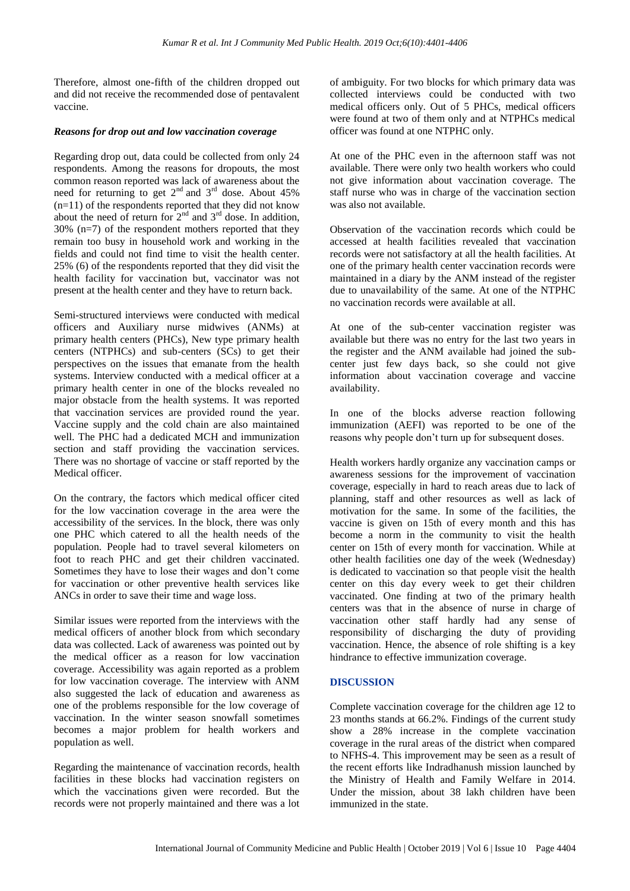Therefore, almost one-fifth of the children dropped out and did not receive the recommended dose of pentavalent vaccine.

### *Reasons for drop out and low vaccination coverage*

Regarding drop out, data could be collected from only 24 respondents. Among the reasons for dropouts, the most common reason reported was lack of awareness about the need for returning to get 2nd and 3rd dose. About 45% (n=11) of the respondents reported that they did not know about the need of return for 2nd and 3rd dose. In addition, 30% (n=7) of the respondent mothers reported that they remain too busy in household work and working in the fields and could not find time to visit the health center. 25% (6) of the respondents reported that they did visit the health facility for vaccination but, vaccinator was not present at the health center and they have to return back.

Semi-structured interviews were conducted with medical officers and Auxiliary nurse midwives (ANMs) at primary health centers (PHCs), New type primary health centers (NTPHCs) and sub-centers (SCs) to get their perspectives on the issues that emanate from the health systems. Interview conducted with a medical officer at a primary health center in one of the blocks revealed no major obstacle from the health systems. It was reported that vaccination services are provided round the year. Vaccine supply and the cold chain are also maintained well. The PHC had a dedicated MCH and immunization section and staff providing the vaccination services. There was no shortage of vaccine or staff reported by the Medical officer.

On the contrary, the factors which medical officer cited for the low vaccination coverage in the area were the accessibility of the services. In the block, there was only one PHC which catered to all the health needs of the population. People had to travel several kilometers on foot to reach PHC and get their children vaccinated. Sometimes they have to lose their wages and don't come for vaccination or other preventive health services like ANCs in order to save their time and wage loss.

Similar issues were reported from the interviews with the medical officers of another block from which secondary data was collected. Lack of awareness was pointed out by the medical officer as a reason for low vaccination coverage. Accessibility was again reported as a problem for low vaccination coverage. The interview with ANM also suggested the lack of education and awareness as one of the problems responsible for the low coverage of vaccination. In the winter season snowfall sometimes becomes a major problem for health workers and population as well.

Regarding the maintenance of vaccination records, health facilities in these blocks had vaccination registers on which the vaccinations given were recorded. But the records were not properly maintained and there was a lot of ambiguity. For two blocks for which primary data was collected interviews could be conducted with two medical officers only. Out of 5 PHCs, medical officers were found at two of them only and at NTPHCs medical officer was found at one NTPHC only.

At one of the PHC even in the afternoon staff was not available. There were only two health workers who could not give information about vaccination coverage. The staff nurse who was in charge of the vaccination section was also not available.

Observation of the vaccination records which could be accessed at health facilities revealed that vaccination records were not satisfactory at all the health facilities. At one of the primary health center vaccination records were maintained in a diary by the ANM instead of the register due to unavailability of the same. At one of the NTPHC no vaccination records were available at all.

At one of the sub-center vaccination register was available but there was no entry for the last two years in the register and the ANM available had joined the sub-center just few days back, so she could not give information about vaccination coverage and vaccine availability.

In one of the blocks adverse reaction following immunization (AEFI) was reported to be one of the reasons why people don't turn up for subsequent doses.

Health workers hardly organize any vaccination camps or awareness sessions for the improvement of vaccination coverage, especially in hard to reach areas due to lack of planning, staff and other resources as well as lack of motivation for the same. In some of the facilities, the vaccine is given on 15th of every month and this has become a norm in the community to visit the health center on 15th of every month for vaccination. While at other health facilities one day of the week (Wednesday) is dedicated to vaccination so that people visit the health center on this day every week to get their children vaccinated. One finding at two of the primary health centers was that in the absence of nurse in charge of vaccination other staff hardly had any sense of responsibility of discharging the duty of providing vaccination. Hence, the absence of role shifting is a key hindrance to effective immunization coverage.

## DISCUSSION

Complete vaccination coverage for the children age 12 to 23 months stands at 66.2%. Findings of the current study show a 28% increase in the complete vaccination coverage in the rural areas of the district when compared to NFHS-4. This improvement may be seen as a result of the recent efforts like Indradhanush mission launched by the Ministry of Health and Family Welfare in 2014. Under the mission, about 38 lakh children have been immunized in the state.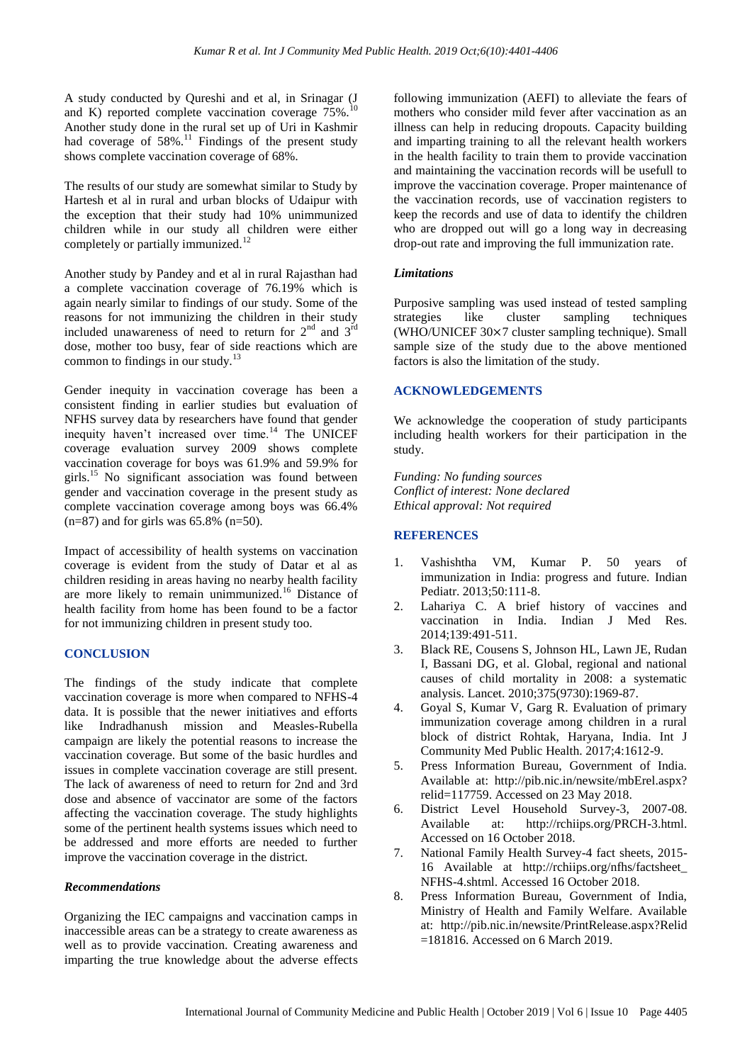A study conducted by Qureshi and et al, in Srinagar (J and K) reported complete vaccination coverage 75%.[10] Another study done in the rural set up of Uri in Kashmir had coverage of 58%.[11] Findings of the present study shows complete vaccination coverage of 68%.

The results of our study are somewhat similar to Study by Hartesh et al in rural and urban blocks of Udaipur with the exception that their study had 10% unimmunized children while in our study all children were either completely or partially immunized.[12]

Another study by Pandey and et al in rural Rajasthan had a complete vaccination coverage of 76.19% which is again nearly similar to findings of our study. Some of the reasons for not immunizing the children in their study included unawareness of need to return for 2nd and 3rd dose, mother too busy, fear of side reactions which are common to findings in our study.[13]

Gender inequity in vaccination coverage has been a consistent finding in earlier studies but evaluation of NFHS survey data by researchers have found that gender inequity haven't increased over time.[14] The UNICEF coverage evaluation survey 2009 shows complete vaccination coverage for boys was 61.9% and 59.9% for girls.[15] No significant association was found between gender and vaccination coverage in the present study as complete vaccination coverage among boys was 66.4% (n=87) and for girls was 65.8% (n=50).

Impact of accessibility of health systems on vaccination coverage is evident from the study of Datar et al as children residing in areas having no nearby health facility are more likely to remain unimmunized.[16] Distance of health facility from home has been found to be a factor for not immunizing children in present study too.

## CONCLUSION

The findings of the study indicate that complete vaccination coverage is more when compared to NFHS-4 data. It is possible that the newer initiatives and efforts like Indradhanush mission and Measles-Rubella campaign are likely the potential reasons to increase the vaccination coverage. But some of the basic hurdles and issues in complete vaccination coverage are still present. The lack of awareness of need to return for 2nd and 3rd dose and absence of vaccinator are some of the factors affecting the vaccination coverage. The study highlights some of the pertinent health systems issues which need to be addressed and more efforts are needed to further improve the vaccination coverage in the district.

### *Recommendations*

Organizing the IEC campaigns and vaccination camps in inaccessible areas can be a strategy to create awareness as well as to provide vaccination. Creating awareness and imparting the true knowledge about the adverse effects following immunization (AEFI) to alleviate the fears of mothers who consider mild fever after vaccination as an illness can help in reducing dropouts. Capacity building and imparting training to all the relevant health workers in the health facility to train them to provide vaccination and maintaining the vaccination records will be usefull to improve the vaccination coverage. Proper maintenance of the vaccination records, use of vaccination registers to keep the records and use of data to identify the children who are dropped out will go a long way in decreasing drop-out rate and improving the full immunization rate.

### *Limitations*

Purposive sampling was used instead of tested sampling strategies like cluster sampling techniques (WHO/UNICEF 30×7 cluster sampling technique). Small sample size of the study due to the above mentioned factors is also the limitation of the study.

## ACKNOWLEDGEMENTS

We acknowledge the cooperation of study participants including health workers for their participation in the study.

*Funding: No funding sources*
*Conflict of interest: None declared*
*Ethical approval: Not required*

## REFERENCES

1. Vashishtha VM, Kumar P. 50 years of immunization in India: progress and future. Indian Pediatr. 2013;50:111-8.
2. Lahariya C. A brief history of vaccines and vaccination in India. Indian J Med Res. 2014;139:491-511.
3. Black RE, Cousens S, Johnson HL, Lawn JE, Rudan I, Bassani DG, et al. Global, regional and national causes of child mortality in 2008: a systematic analysis. Lancet. 2010;375(9730):1969-87.
4. Goyal S, Kumar V, Garg R. Evaluation of primary immunization coverage among children in a rural block of district Rohtak, Haryana, India. Int J Community Med Public Health. 2017;4:1612-9.
5. Press Information Bureau, Government of India. Available at: http://pib.nic.in/newsite/mbErel.aspx?relid=117759. Accessed on 23 May 2018.
6. District Level Household Survey-3, 2007-08. Available at: http://rchiips.org/PRCH-3.html. Accessed on 16 October 2018.
7. National Family Health Survey-4 fact sheets, 2015-16 Available at http://rchiips.org/nfhs/factsheet_NFHS-4.shtml. Accessed 16 October 2018.
8. Press Information Bureau, Government of India, Ministry of Health and Family Welfare. Available at: http://pib.nic.in/newsite/PrintRelease.aspx?Relid=181816. Accessed on 6 March 2019.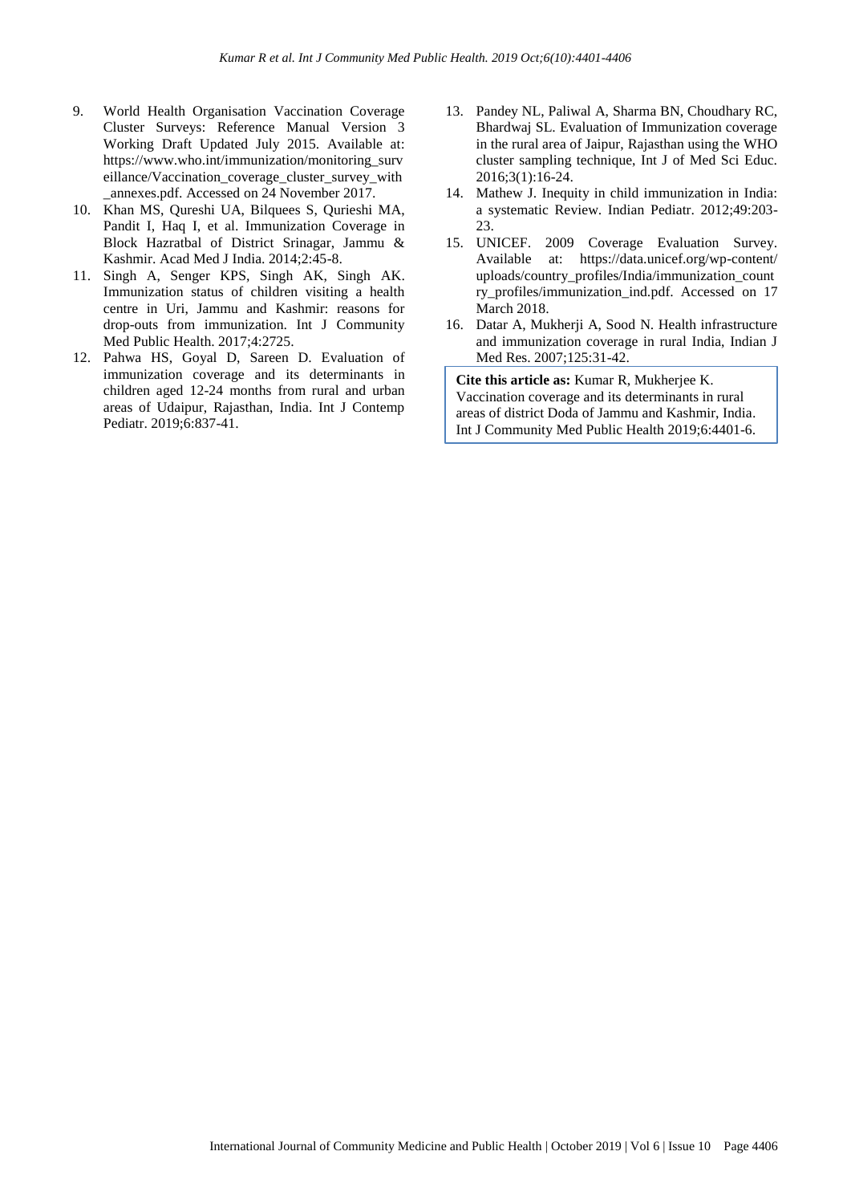9. World Health Organisation Vaccination Coverage Cluster Surveys: Reference Manual Version 3 Working Draft Updated July 2015. Available at: https://www.who.int/immunization/monitoring_surveillance/Vaccination_coverage_cluster_survey_with_annexes.pdf. Accessed on 24 November 2017.
10. Khan MS, Qureshi UA, Bilquees S, Qurieshi MA, Pandit I, Haq I, et al. Immunization Coverage in Block Hazratbal of District Srinagar, Jammu & Kashmir. Acad Med J India. 2014;2:45-8.
11. Singh A, Senger KPS, Singh AK, Singh AK. Immunization status of children visiting a health centre in Uri, Jammu and Kashmir: reasons for drop-outs from immunization. Int J Community Med Public Health. 2017;4:2725.
12. Pahwa HS, Goyal D, Sareen D. Evaluation of immunization coverage and its determinants in children aged 12-24 months from rural and urban areas of Udaipur, Rajasthan, India. Int J Contemp Pediatr. 2019;6:837-41.
13. Pandey NL, Paliwal A, Sharma BN, Choudhary RC, Bhardwaj SL. Evaluation of Immunization coverage in the rural area of Jaipur, Rajasthan using the WHO cluster sampling technique, Int J of Med Sci Educ. 2016;3(1):16-24.
14. Mathew J. Inequity in child immunization in India: a systematic Review. Indian Pediatr. 2012;49:203-23.
15. UNICEF. 2009 Coverage Evaluation Survey. Available at: https://data.unicef.org/wp-content/uploads/country_profiles/India/immunization_country_profiles/immunization_ind.pdf. Accessed on 17 March 2018.
16. Datar A, Mukherji A, Sood N. Health infrastructure and immunization coverage in rural India, Indian J Med Res. 2007;125:31-42.

**Cite this article as:** Kumar R, Mukherjee K. Vaccination coverage and its determinants in rural areas of district Doda of Jammu and Kashmir, India. Int J Community Med Public Health 2019;6:4401-6.